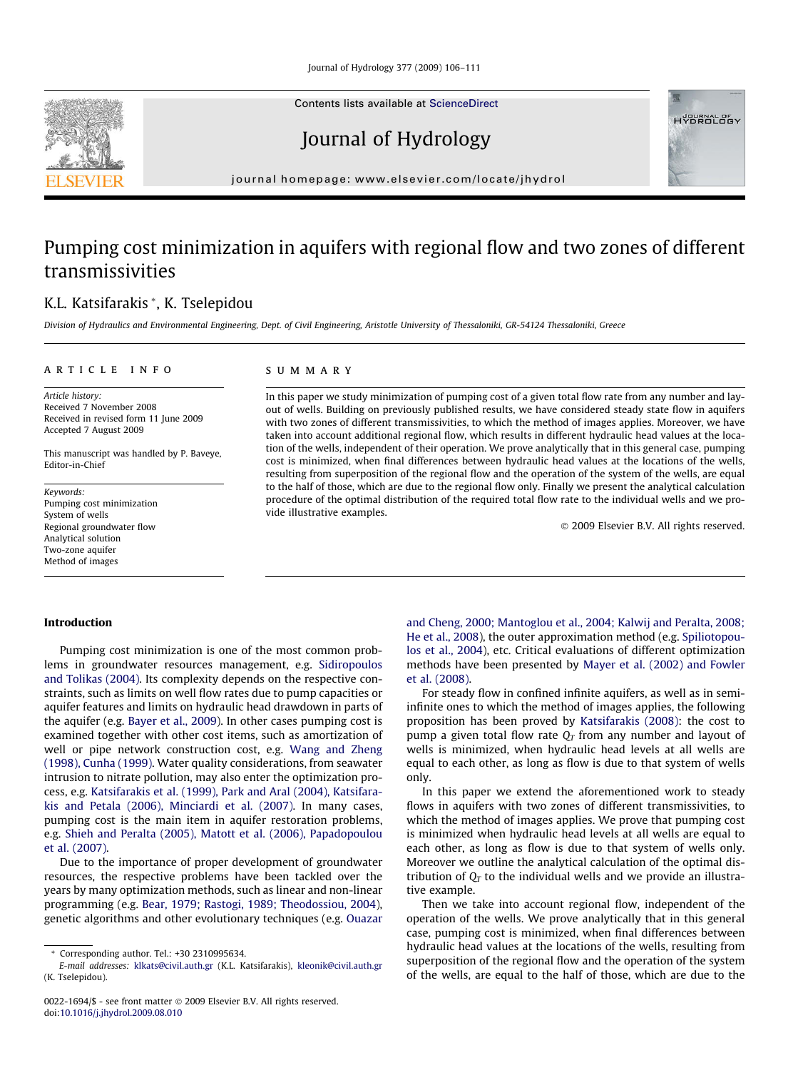# Pumping cost minimization in aquifers with regional flow and two zones of different transmissivities

K.L. Katsifarakis *, K. Tselepidou

*Division of Hydraulics and Environmental Engineering, Dept. of Civil Engineering, Aristotle University of Thessaloniki, GR-54124 Thessaloniki, Greece*

## ARTICLE INFO

*Article history:*
Received 7 November 2008
Received in revised form 11 June 2009
Accepted 7 August 2009

This manuscript was handled by P. Baveye, Editor-in-Chief

*Keywords:*
Pumping cost minimization
System of wells
Regional groundwater flow
Analytical solution
Two-zone aquifer
Method of images

## SUMMARY

In this paper we study minimization of pumping cost of a given total flow rate from any number and layout of wells. Building on previously published results, we have considered steady state flow in aquifers with two zones of different transmissivities, to which the method of images applies. Moreover, we have taken into account additional regional flow, which results in different hydraulic head values at the location of the wells, independent of their operation. We prove analytically that in this general case, pumping cost is minimized, when final differences between hydraulic head values at the locations of the wells, resulting from superposition of the regional flow and the operation of the system of the wells, are equal to the half of those, which are due to the regional flow only. Finally we present the analytical calculation procedure of the optimal distribution of the required total flow rate to the individual wells and we provide illustrative examples.

© 2009 Elsevier B.V. All rights reserved.

## Introduction

Pumping cost minimization is one of the most common problems in groundwater resources management, e.g. Sidiropoulos and Tolikas (2004). Its complexity depends on the respective constraints, such as limits on well flow rates due to pump capacities or aquifer features and limits on hydraulic head drawdown in parts of the aquifer (e.g. Bayer et al., 2009). In other cases pumping cost is examined together with other cost items, such as amortization of well or pipe network construction cost, e.g. Wang and Zheng (1998), Cunha (1999). Water quality considerations, from seawater intrusion to nitrate pollution, may also enter the optimization process, e.g. Katsifarakis et al. (1999), Park and Aral (2004), Katsifarakis and Petala (2006), Minciardi et al. (2007). In many cases, pumping cost is the main item in aquifer restoration problems, e.g. Shieh and Peralta (2005), Matott et al. (2006), Papadopoulou et al. (2007).

Due to the importance of proper development of groundwater resources, the respective problems have been tackled over the years by many optimization methods, such as linear and non-linear programming (e.g. Bear, 1979; Rastogi, 1989; Theodossiou, 2004), genetic algorithms and other evolutionary techniques (e.g. Ouazar and Cheng, 2000; Mantoglou et al., 2004; Kalwij and Peralta, 2008; He et al., 2008), the outer approximation method (e.g. Spiliotopoulos et al., 2004), etc. Critical evaluations of different optimization methods have been presented by Mayer et al. (2002) and Fowler et al. (2008).

For steady flow in confined infinite aquifers, as well as in semi-infinite ones to which the method of images applies, the following proposition has been proved by Katsifarakis (2008): the cost to pump a given total flow rate $Q_T$ from any number and layout of wells is minimized, when hydraulic head levels at all wells are equal to each other, as long as flow is due to that system of wells only.

In this paper we extend the aforementioned work to steady flows in aquifers with two zones of different transmissivities, to which the method of images applies. We prove that pumping cost is minimized when hydraulic head levels at all wells are equal to each other, as long as flow is due to that system of wells only. Moreover we outline the analytical calculation of the optimal distribution of $Q_T$ to the individual wells and we provide an illustrative example.

Then we take into account regional flow, independent of the operation of the wells. We prove analytically that in this general case, pumping cost is minimized, when final differences between hydraulic head values at the locations of the wells, resulting from superposition of the regional flow and the operation of the system of the wells, are equal to the half of those, which are due to the

* Corresponding author. Tel.: +30 2310995634.
*E-mail addresses:* klkats@civil.auth.gr (K.L. Katsifarakis), kleonik@civil.auth.gr (K. Tselepidou).

0022-1694/$ - see front matter © 2009 Elsevier B.V. All rights reserved.
doi:10.1016/j.jhydrol.2009.08.010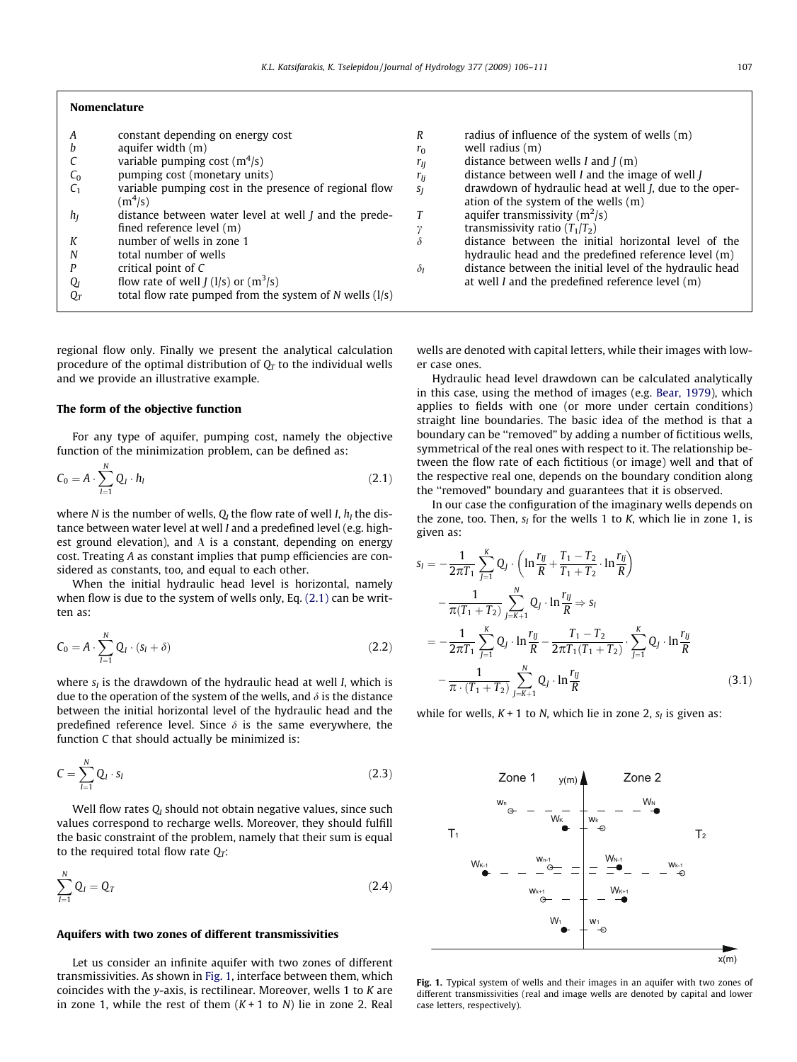## Nomenclature

| | | | |
|---|---|---|---|
| $A$ | constant depending on energy cost | $R$ | radius of influence of the system of wells (m) |
| $b$ | aquifer width (m) | $r_0$ | well radius (m) |
| $C$ | variable pumping cost ($m^4$/s) | $r_{IJ}$ | distance between wells $I$ and $J$ (m) |
| $C_0$ | pumping cost (monetary units) | $r_{Ij}$ | distance between well $I$ and the image of well $J$ |
| $C_1$ | variable pumping cost in the presence of regional flow ($m^4$/s) | $s_J$ | drawdown of hydraulic head at well $J$, due to the operation of the system of the wells (m) |
| $h_J$ | distance between water level at well $J$ and the predefined reference level (m) | $T$ | aquifer transmissivity ($m^2$/s) |
| $K$ | number of wells in zone 1 | $\gamma$ | transmissivity ratio ($T_1/T_2$) |
| $N$ | total number of wells | $\delta$ | distance between the initial horizontal level of the hydraulic head and the predefined reference level (m) |
| $P$ | critical point of $C$ | $\delta_I$ | distance between the initial level of the hydraulic head at well $I$ and the predefined reference level (m) |
| $Q_J$ | flow rate of well $J$ (l/s) or ($m^3$/s) | | |
| $Q_T$ | total flow rate pumped from the system of $N$ wells (l/s) | | |

regional flow only. Finally we present the analytical calculation procedure of the optimal distribution of $Q_T$ to the individual wells and we provide an illustrative example.

### The form of the objective function

For any type of aquifer, pumping cost, namely the objective function of the minimization problem, can be defined as:

$$C_0 = A \cdot \sum_{I=1}^{N} Q_I \cdot h_I \tag{2.1}$$

where $N$ is the number of wells, $Q_I$ the flow rate of well $I$, $h_I$ the distance between water level at well $I$ and a predefined level (e.g. highest ground elevation), and A is a constant, depending on energy cost. Treating $A$ as constant implies that pump efficiencies are considered as constants, too, and equal to each other.

When the initial hydraulic head level is horizontal, namely when flow is due to the system of wells only, Eq. (2.1) can be written as:

$$C_0 = A \cdot \sum_{I=1}^{N} Q_I \cdot (s_I + \delta) \tag{2.2}$$

where $s_I$ is the drawdown of the hydraulic head at well $I$, which is due to the operation of the system of the wells, and $\delta$ is the distance between the initial horizontal level of the hydraulic head and the predefined reference level. Since $\delta$ is the same everywhere, the function $C$ that should actually be minimized is:

$$C = \sum_{I=1}^{N} Q_I \cdot s_I \tag{2.3}$$

Well flow rates $Q_I$ should not obtain negative values, since such values correspond to recharge wells. Moreover, they should fulfill the basic constraint of the problem, namely that their sum is equal to the required total flow rate $Q_T$:

$$\sum_{I=1}^{N} Q_I = Q_T \tag{2.4}$$

### Aquifers with two zones of different transmissivities

Let us consider an infinite aquifer with two zones of different transmissivities. As shown in Fig. 1, interface between them, which coincides with the $y$-axis, is rectilinear. Moreover, wells 1 to $K$ are in zone 1, while the rest of them ($K+1$ to $N$) lie in zone 2. Real wells are denoted with capital letters, while their images with lower case ones.

Hydraulic head level drawdown can be calculated analytically in this case, using the method of images (e.g. Bear, 1979), which applies to fields with one (or more under certain conditions) straight line boundaries. The basic idea of the method is that a boundary can be "removed" by adding a number of fictitious wells, symmetrical of the real ones with respect to it. The relationship between the flow rate of each fictitious (or image) well and that of the respective real one, depends on the boundary condition along the "removed" boundary and guarantees that it is observed.

In our case the configuration of the imaginary wells depends on the zone, too. Then, $s_I$ for the wells 1 to $K$, which lie in zone 1, is given as:

$$\begin{aligned}
s_I &= -\frac{1}{2\pi T_1}\sum_{J=1}^{K} Q_J \cdot \left(\ln\frac{r_{IJ}}{R} + \frac{T_1 - T_2}{T_1 + T_2}\cdot \ln\frac{r_{Ij}}{R}\right) \\
&\quad - \frac{1}{\pi(T_1+T_2)}\sum_{J=K+1}^{N} Q_J \cdot \ln\frac{r_{IJ}}{R} \Rightarrow s_I \\
&= -\frac{1}{2\pi T_1}\sum_{J=1}^{K} Q_J \cdot \ln\frac{r_{IJ}}{R} - \frac{T_1 - T_2}{2\pi T_1(T_1+T_2)}\cdot \sum_{J=1}^{K} Q_J \cdot \ln\frac{r_{Ij}}{R} \\
&\quad - \frac{1}{\pi\cdot(T_1+T_2)}\sum_{J=K+1}^{N} Q_J \cdot \ln\frac{r_{IJ}}{R}
\end{aligned} \tag{3.1}$$

while for wells, $K+1$ to $N$, which lie in zone 2, $s_I$ is given as:

Fig. 1. Typical system of wells and their images in an aquifer with two zones of different transmissivities (real and image wells are denoted by capital and lower case letters, respectively).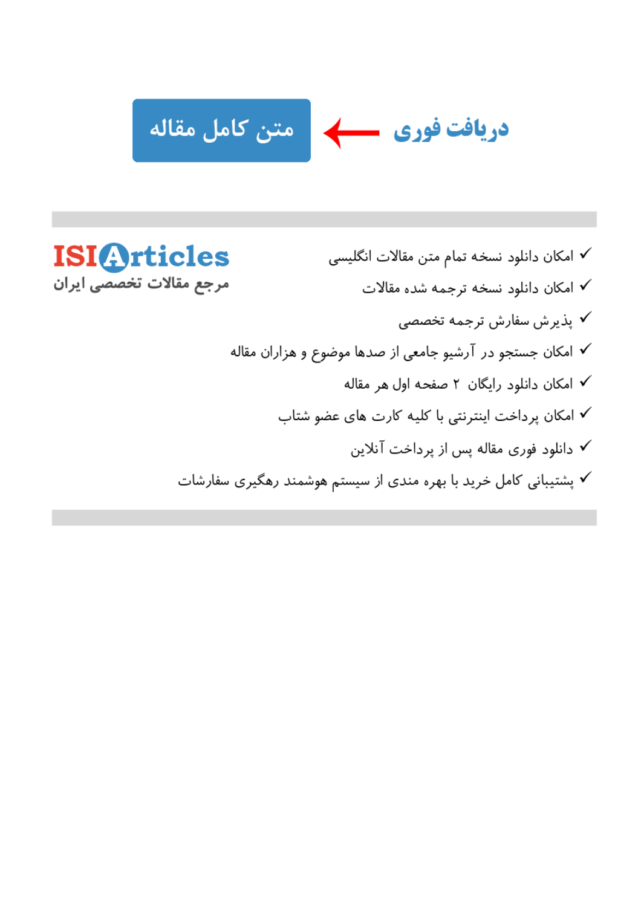دریافت فوری ← **متن کامل مقاله**

**ISIArticles**
مرجع مقالات تخصصی ایران

- ✓ امکان دانلود نسخه تمام متن مقالات انگلیسی
- ✓ امکان دانلود نسخه ترجمه شده مقالات
- ✓ پذیرش سفارش ترجمه تخصصی
- ✓ امکان جستجو در آرشیو جامعی از صدها موضوع و هزاران مقاله
- ✓ امکان دانلود رایگان ۲ صفحه اول هر مقاله
- ✓ امکان پرداخت اینترنتی با کلیه کارت های عضو شتاب
- ✓ دانلود فوری مقاله پس از پرداخت آنلاین
- ✓ پشتیبانی کامل خرید با بهره مندی از سیستم هوشمند رهگیری سفارشات